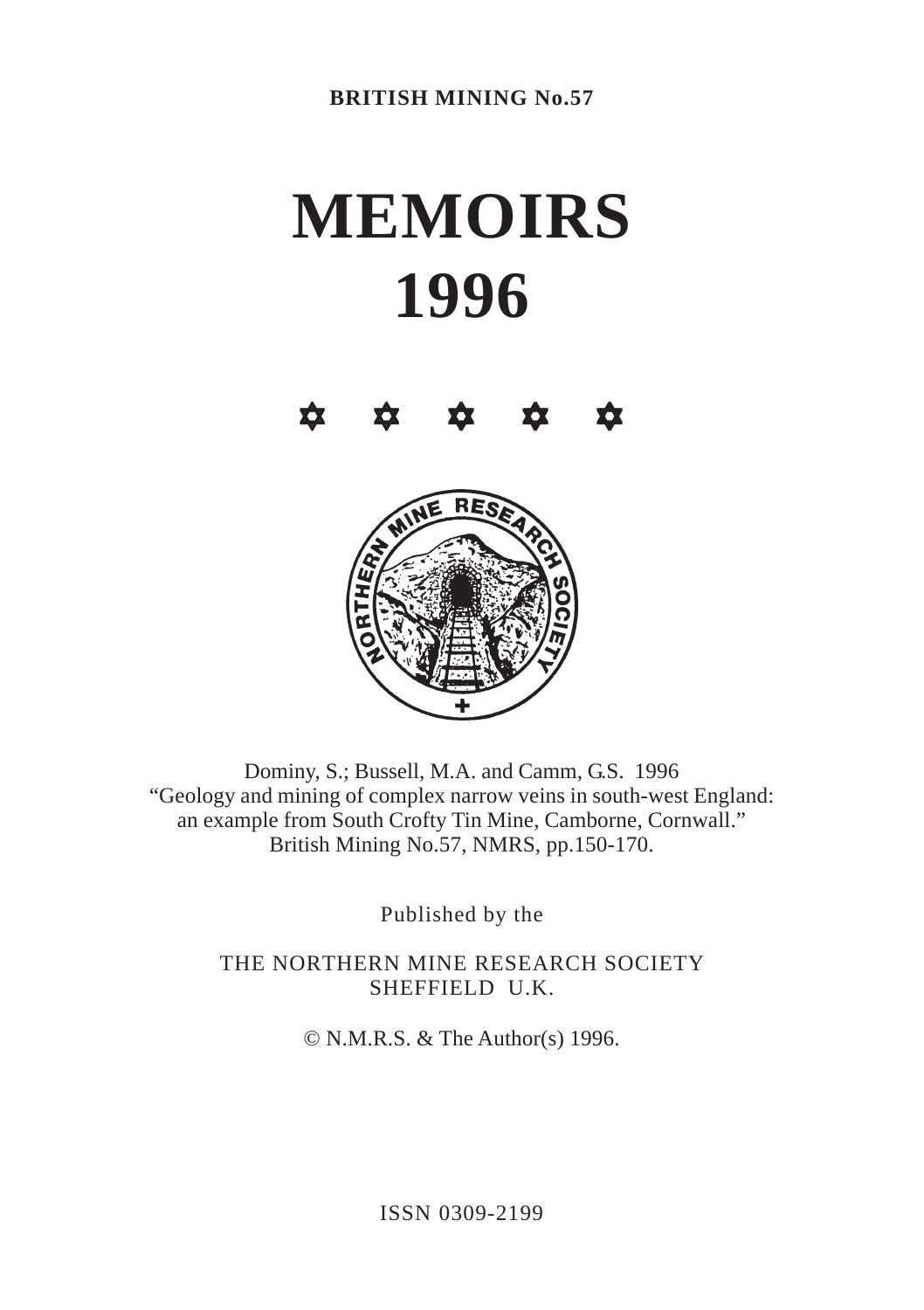**BRITISH MINING No.57**

# MEMOIRS 1996

✡ ✡ ✡ ✡ ✡

Dominy, S.; Bussell, M.A. and Camm, G.S. 1996
"Geology and mining of complex narrow veins in south-west England: an example from South Crofty Tin Mine, Camborne, Cornwall."
British Mining No.57, NMRS, pp.150-170.

Published by the

THE NORTHERN MINE RESEARCH SOCIETY
SHEFFIELD U.K.

© N.M.R.S. & The Author(s) 1996.

ISSN 0309-2199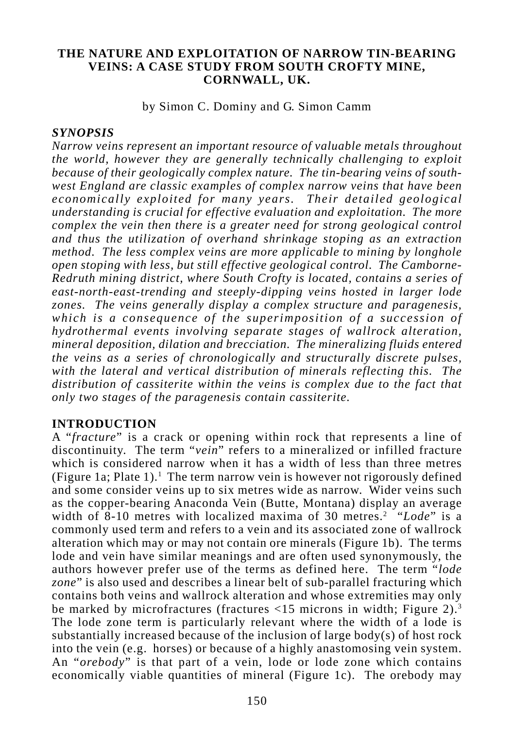**THE NATURE AND EXPLOITATION OF NARROW TIN-BEARING VEINS: A CASE STUDY FROM SOUTH CROFTY MINE, CORNWALL, UK.**

by Simon C. Dominy and G. Simon Camm

## *SYNOPSIS*

*Narrow veins represent an important resource of valuable metals throughout the world, however they are generally technically challenging to exploit because of their geologically complex nature. The tin-bearing veins of south-west England are classic examples of complex narrow veins that have been economically exploited for many years. Their detailed geological understanding is crucial for effective evaluation and exploitation. The more complex the vein then there is a greater need for strong geological control and thus the utilization of overhand shrinkage stoping as an extraction method. The less complex veins are more applicable to mining by longhole open stoping with less, but still effective geological control. The Camborne-Redruth mining district, where South Crofty is located, contains a series of east-north-east-trending and steeply-dipping veins hosted in larger lode zones. The veins generally display a complex structure and paragenesis, which is a consequence of the superimposition of a succession of hydrothermal events involving separate stages of wallrock alteration, mineral deposition, dilation and brecciation. The mineralizing fluids entered the veins as a series of chronologically and structurally discrete pulses, with the lateral and vertical distribution of minerals reflecting this. The distribution of cassiterite within the veins is complex due to the fact that only two stages of the paragenesis contain cassiterite.*

## INTRODUCTION

A "*fracture*" is a crack or opening within rock that represents a line of discontinuity. The term "*vein*" refers to a mineralized or infilled fracture which is considered narrow when it has a width of less than three metres (Figure 1a; Plate 1).[1] The term narrow vein is however not rigorously defined and some consider veins up to six metres wide as narrow. Wider veins such as the copper-bearing Anaconda Vein (Butte, Montana) display an average width of 8-10 metres with localized maxima of 30 metres.[2] "*Lode*" is a commonly used term and refers to a vein and its associated zone of wallrock alteration which may or may not contain ore minerals (Figure 1b). The terms lode and vein have similar meanings and are often used synonymously, the authors however prefer use of the terms as defined here. The term "*lode zone*" is also used and describes a linear belt of sub-parallel fracturing which contains both veins and wallrock alteration and whose extremities may only be marked by microfractures (fractures <15 microns in width; Figure 2).[3] The lode zone term is particularly relevant where the width of a lode is substantially increased because of the inclusion of large body(s) of host rock into the vein (e.g. horses) or because of a highly anastomosing vein system. An "*orebody*" is that part of a vein, lode or lode zone which contains economically viable quantities of mineral (Figure 1c). The orebody may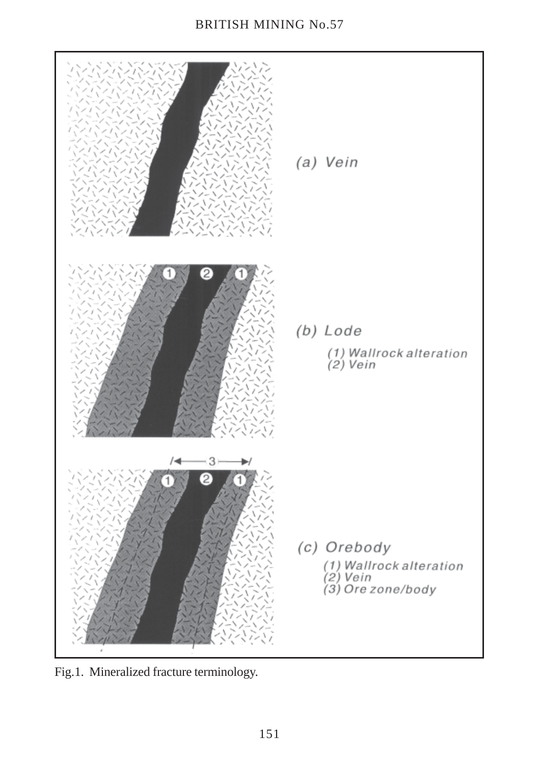Fig.1. Mineralized fracture terminology.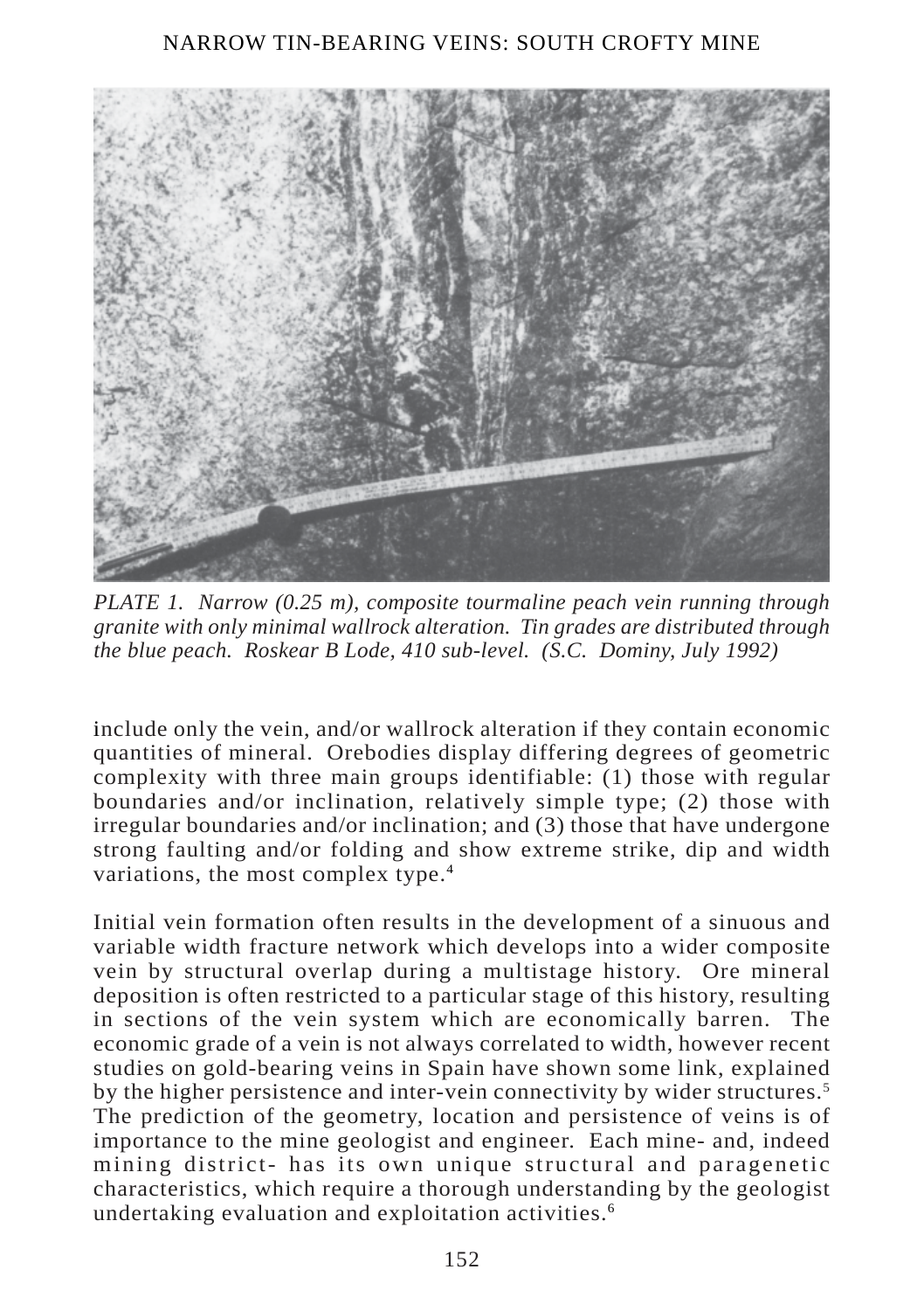*PLATE 1. Narrow (0.25 m), composite tourmaline peach vein running through granite with only minimal wallrock alteration. Tin grades are distributed through the blue peach. Roskear B Lode, 410 sub-level. (S.C. Dominy, July 1992)*

include only the vein, and/or wallrock alteration if they contain economic quantities of mineral. Orebodies display differing degrees of geometric complexity with three main groups identifiable: (1) those with regular boundaries and/or inclination, relatively simple type; (2) those with irregular boundaries and/or inclination; and (3) those that have undergone strong faulting and/or folding and show extreme strike, dip and width variations, the most complex type.[4]

Initial vein formation often results in the development of a sinuous and variable width fracture network which develops into a wider composite vein by structural overlap during a multistage history. Ore mineral deposition is often restricted to a particular stage of this history, resulting in sections of the vein system which are economically barren. The economic grade of a vein is not always correlated to width, however recent studies on gold-bearing veins in Spain have shown some link, explained by the higher persistence and inter-vein connectivity by wider structures.[5] The prediction of the geometry, location and persistence of veins is of importance to the mine geologist and engineer. Each mine- and, indeed mining district- has its own unique structural and paragenetic characteristics, which require a thorough understanding by the geologist undertaking evaluation and exploitation activities.[6]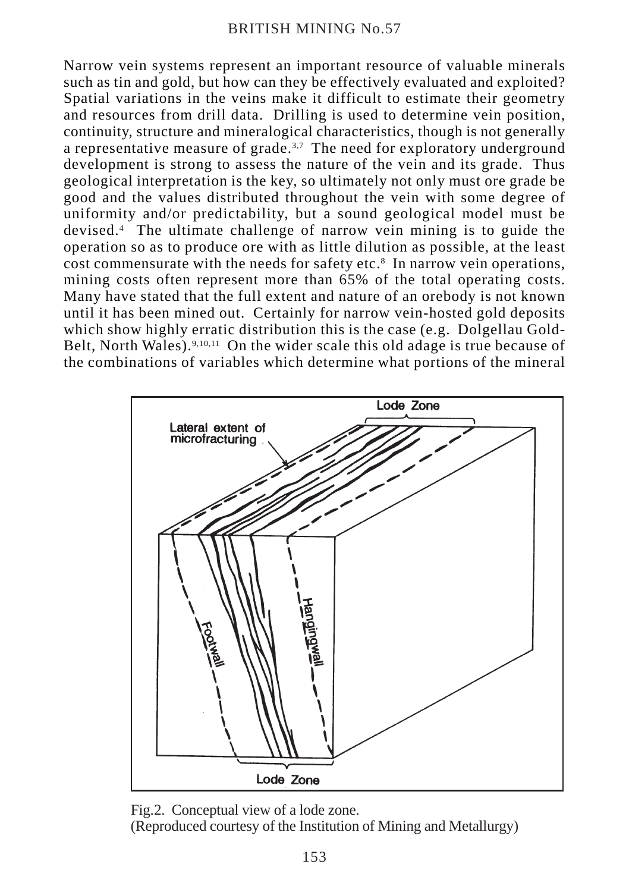Narrow vein systems represent an important resource of valuable minerals such as tin and gold, but how can they be effectively evaluated and exploited? Spatial variations in the veins make it difficult to estimate their geometry and resources from drill data. Drilling is used to determine vein position, continuity, structure and mineralogical characteristics, though is not generally a representative measure of grade.[3,7] The need for exploratory underground development is strong to assess the nature of the vein and its grade. Thus geological interpretation is the key, so ultimately not only must ore grade be good and the values distributed throughout the vein with some degree of uniformity and/or predictability, but a sound geological model must be devised.[4] The ultimate challenge of narrow vein mining is to guide the operation so as to produce ore with as little dilution as possible, at the least cost commensurate with the needs for safety etc.[8] In narrow vein operations, mining costs often represent more than 65% of the total operating costs. Many have stated that the full extent and nature of an orebody is not known until it has been mined out. Certainly for narrow vein-hosted gold deposits which show highly erratic distribution this is the case (e.g. Dolgellau Gold-Belt, North Wales).[9,10,11] On the wider scale this old adage is true because of the combinations of variables which determine what portions of the mineral

Fig.2. Conceptual view of a lode zone.
(Reproduced courtesy of the Institution of Mining and Metallurgy)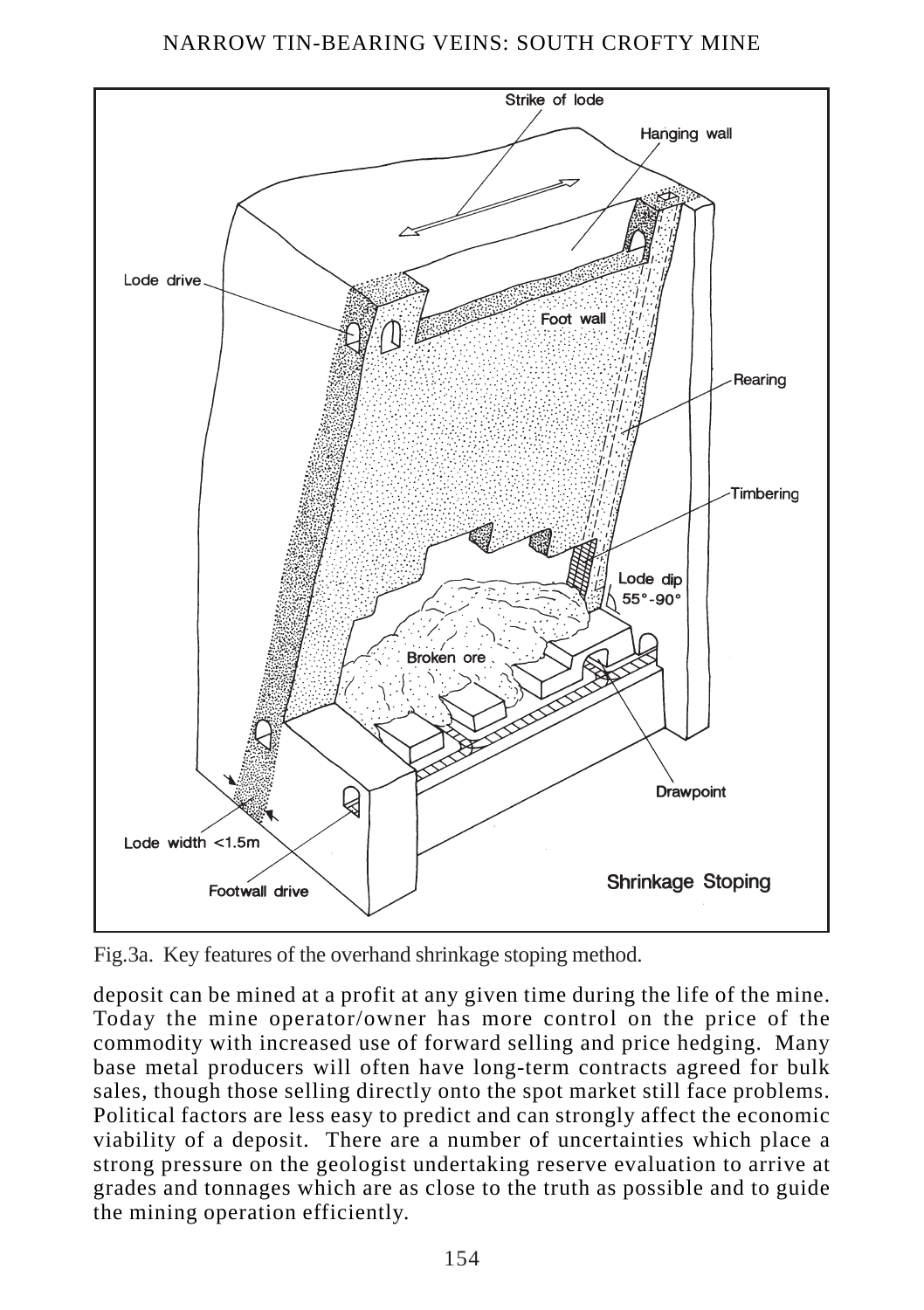Fig.3a. Key features of the overhand shrinkage stoping method.

deposit can be mined at a profit at any given time during the life of the mine. Today the mine operator/owner has more control on the price of the commodity with increased use of forward selling and price hedging. Many base metal producers will often have long-term contracts agreed for bulk sales, though those selling directly onto the spot market still face problems. Political factors are less easy to predict and can strongly affect the economic viability of a deposit. There are a number of uncertainties which place a strong pressure on the geologist undertaking reserve evaluation to arrive at grades and tonnages which are as close to the truth as possible and to guide the mining operation efficiently.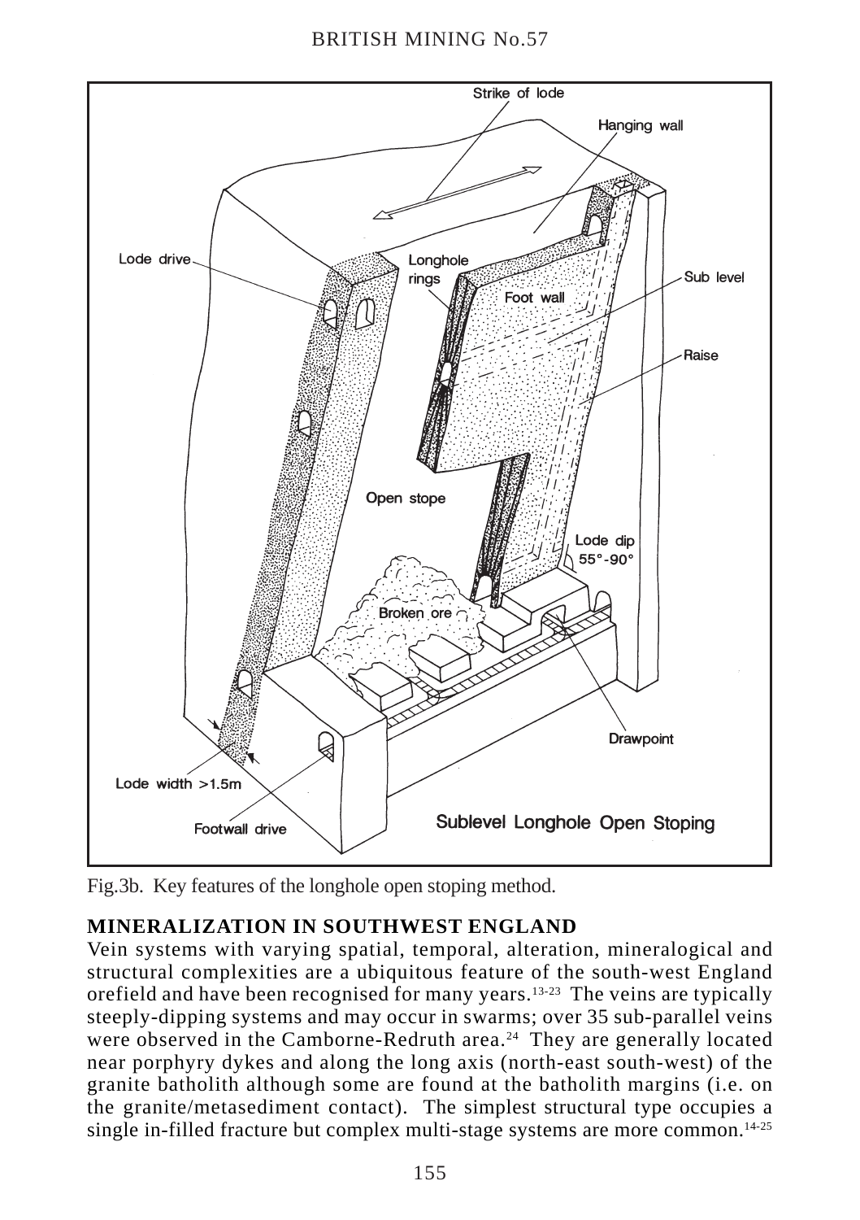Fig.3b. Key features of the longhole open stoping method.

**MINERALIZATION IN SOUTHWEST ENGLAND**

Vein systems with varying spatial, temporal, alteration, mineralogical and structural complexities are a ubiquitous feature of the south-west England orefield and have been recognised for many years.[13-23] The veins are typically steeply-dipping systems and may occur in swarms; over 35 sub-parallel veins were observed in the Camborne-Redruth area.[24] They are generally located near porphyry dykes and along the long axis (north-east south-west) of the granite batholith although some are found at the batholith margins (i.e. on the granite/metasediment contact). The simplest structural type occupies a single in-filled fracture but complex multi-stage systems are more common.[14-25]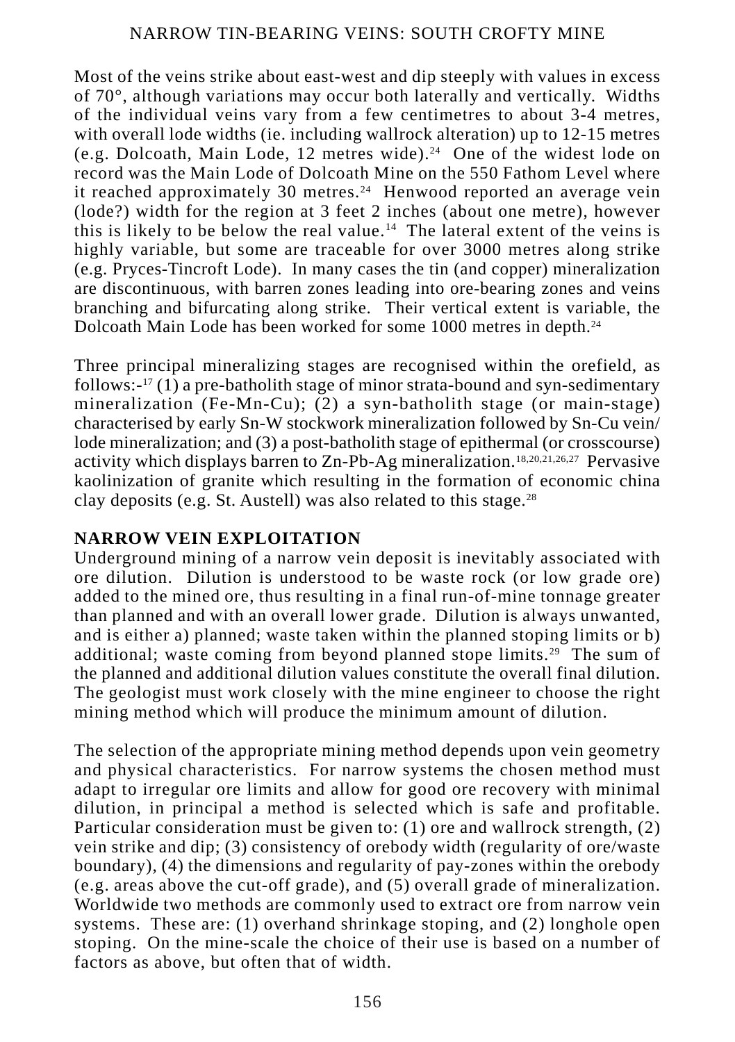Most of the veins strike about east-west and dip steeply with values in excess of 70°, although variations may occur both laterally and vertically. Widths of the individual veins vary from a few centimetres to about 3-4 metres, with overall lode widths (ie. including wallrock alteration) up to 12-15 metres (e.g. Dolcoath, Main Lode, 12 metres wide).[24] One of the widest lode on record was the Main Lode of Dolcoath Mine on the 550 Fathom Level where it reached approximately 30 metres.[24] Henwood reported an average vein (lode?) width for the region at 3 feet 2 inches (about one metre), however this is likely to be below the real value.[14] The lateral extent of the veins is highly variable, but some are traceable for over 3000 metres along strike (e.g. Pryces-Tincroft Lode). In many cases the tin (and copper) mineralization are discontinuous, with barren zones leading into ore-bearing zones and veins branching and bifurcating along strike. Their vertical extent is variable, the Dolcoath Main Lode has been worked for some 1000 metres in depth.[24]

Three principal mineralizing stages are recognised within the orefield, as follows:-[17] (1) a pre-batholith stage of minor strata-bound and syn-sedimentary mineralization (Fe-Mn-Cu); (2) a syn-batholith stage (or main-stage) characterised by early Sn-W stockwork mineralization followed by Sn-Cu vein/lode mineralization; and (3) a post-batholith stage of epithermal (or crosscourse) activity which displays barren to Zn-Pb-Ag mineralization.[18,20,21,26,27] Pervasive kaolinization of granite which resulting in the formation of economic china clay deposits (e.g. St. Austell) was also related to this stage.[28]

## NARROW VEIN EXPLOITATION

Underground mining of a narrow vein deposit is inevitably associated with ore dilution. Dilution is understood to be waste rock (or low grade ore) added to the mined ore, thus resulting in a final run-of-mine tonnage greater than planned and with an overall lower grade. Dilution is always unwanted, and is either a) planned; waste taken within the planned stoping limits or b) additional; waste coming from beyond planned stope limits.[29] The sum of the planned and additional dilution values constitute the overall final dilution. The geologist must work closely with the mine engineer to choose the right mining method which will produce the minimum amount of dilution.

The selection of the appropriate mining method depends upon vein geometry and physical characteristics. For narrow systems the chosen method must adapt to irregular ore limits and allow for good ore recovery with minimal dilution, in principal a method is selected which is safe and profitable. Particular consideration must be given to: (1) ore and wallrock strength, (2) vein strike and dip; (3) consistency of orebody width (regularity of ore/waste boundary), (4) the dimensions and regularity of pay-zones within the orebody (e.g. areas above the cut-off grade), and (5) overall grade of mineralization. Worldwide two methods are commonly used to extract ore from narrow vein systems. These are: (1) overhand shrinkage stoping, and (2) longhole open stoping. On the mine-scale the choice of their use is based on a number of factors as above, but often that of width.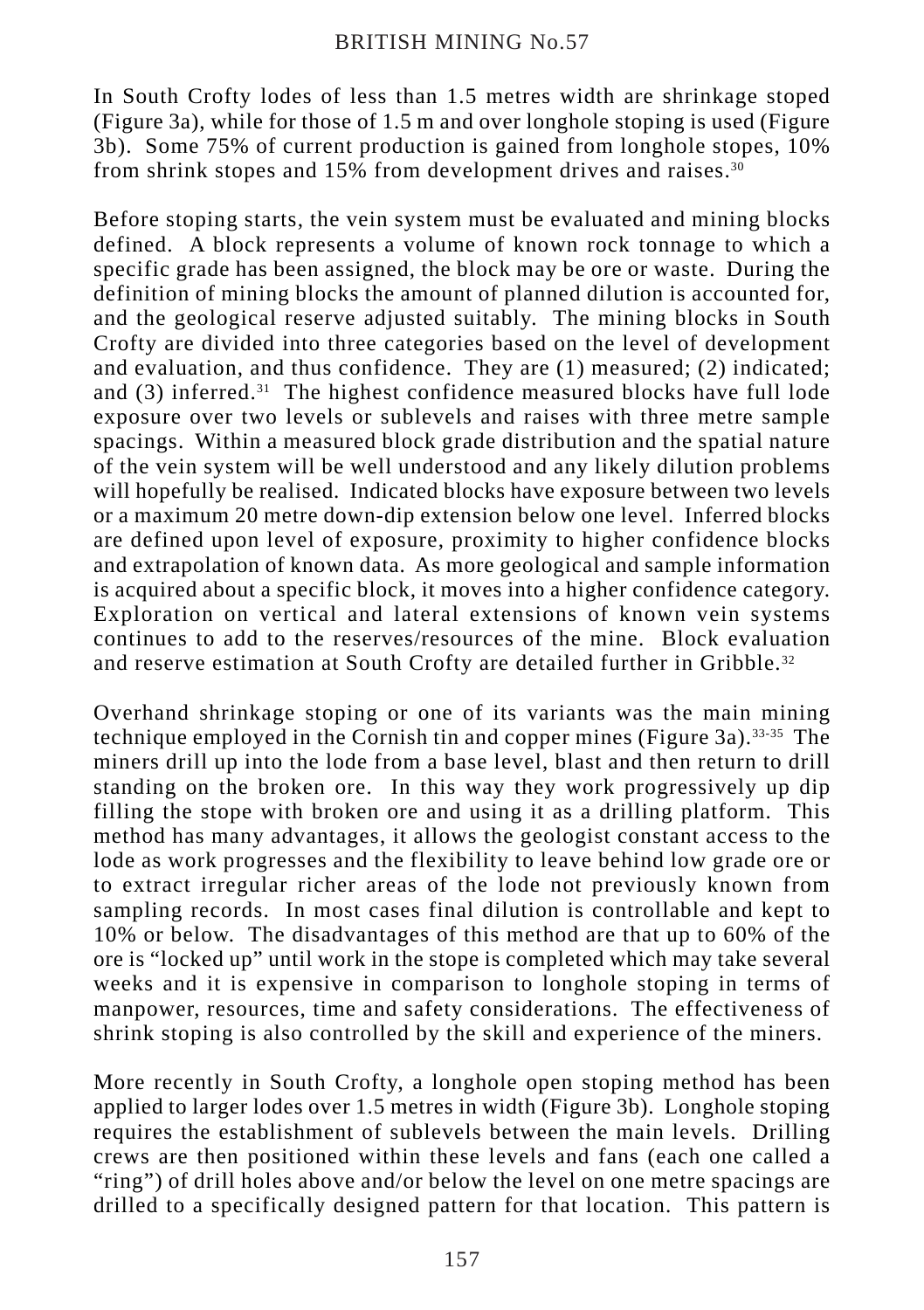In South Crofty lodes of less than 1.5 metres width are shrinkage stoped (Figure 3a), while for those of 1.5 m and over longhole stoping is used (Figure 3b). Some 75% of current production is gained from longhole stopes, 10% from shrink stopes and 15% from development drives and raises.[30]

Before stoping starts, the vein system must be evaluated and mining blocks defined. A block represents a volume of known rock tonnage to which a specific grade has been assigned, the block may be ore or waste. During the definition of mining blocks the amount of planned dilution is accounted for, and the geological reserve adjusted suitably. The mining blocks in South Crofty are divided into three categories based on the level of development and evaluation, and thus confidence. They are (1) measured; (2) indicated; and (3) inferred.[31] The highest confidence measured blocks have full lode exposure over two levels or sublevels and raises with three metre sample spacings. Within a measured block grade distribution and the spatial nature of the vein system will be well understood and any likely dilution problems will hopefully be realised. Indicated blocks have exposure between two levels or a maximum 20 metre down-dip extension below one level. Inferred blocks are defined upon level of exposure, proximity to higher confidence blocks and extrapolation of known data. As more geological and sample information is acquired about a specific block, it moves into a higher confidence category. Exploration on vertical and lateral extensions of known vein systems continues to add to the reserves/resources of the mine. Block evaluation and reserve estimation at South Crofty are detailed further in Gribble.[32]

Overhand shrinkage stoping or one of its variants was the main mining technique employed in the Cornish tin and copper mines (Figure 3a).[33-35] The miners drill up into the lode from a base level, blast and then return to drill standing on the broken ore. In this way they work progressively up dip filling the stope with broken ore and using it as a drilling platform. This method has many advantages, it allows the geologist constant access to the lode as work progresses and the flexibility to leave behind low grade ore or to extract irregular richer areas of the lode not previously known from sampling records. In most cases final dilution is controllable and kept to 10% or below. The disadvantages of this method are that up to 60% of the ore is "locked up" until work in the stope is completed which may take several weeks and it is expensive in comparison to longhole stoping in terms of manpower, resources, time and safety considerations. The effectiveness of shrink stoping is also controlled by the skill and experience of the miners.

More recently in South Crofty, a longhole open stoping method has been applied to larger lodes over 1.5 metres in width (Figure 3b). Longhole stoping requires the establishment of sublevels between the main levels. Drilling crews are then positioned within these levels and fans (each one called a "ring") of drill holes above and/or below the level on one metre spacings are drilled to a specifically designed pattern for that location. This pattern is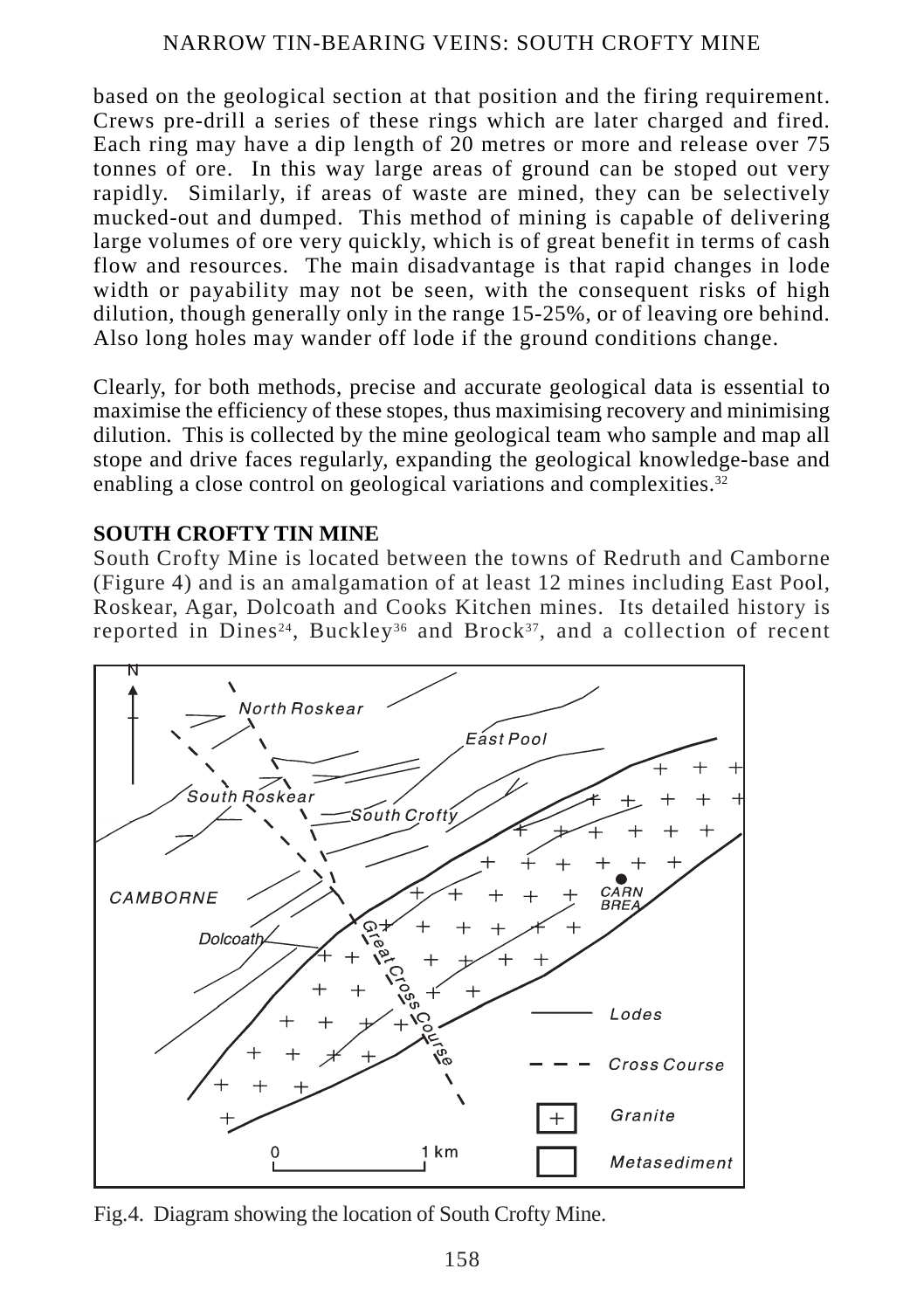based on the geological section at that position and the firing requirement. Crews pre-drill a series of these rings which are later charged and fired. Each ring may have a dip length of 20 metres or more and release over 75 tonnes of ore. In this way large areas of ground can be stoped out very rapidly. Similarly, if areas of waste are mined, they can be selectively mucked-out and dumped. This method of mining is capable of delivering large volumes of ore very quickly, which is of great benefit in terms of cash flow and resources. The main disadvantage is that rapid changes in lode width or payability may not be seen, with the consequent risks of high dilution, though generally only in the range 15-25%, or of leaving ore behind. Also long holes may wander off lode if the ground conditions change.

Clearly, for both methods, precise and accurate geological data is essential to maximise the efficiency of these stopes, thus maximising recovery and minimising dilution. This is collected by the mine geological team who sample and map all stope and drive faces regularly, expanding the geological knowledge-base and enabling a close control on geological variations and complexities.[32]

## SOUTH CROFTY TIN MINE

South Crofty Mine is located between the towns of Redruth and Camborne (Figure 4) and is an amalgamation of at least 12 mines including East Pool, Roskear, Agar, Dolcoath and Cooks Kitchen mines. Its detailed history is reported in Dines[24], Buckley[36] and Brock[37], and a collection of recent

Fig.4. Diagram showing the location of South Crofty Mine.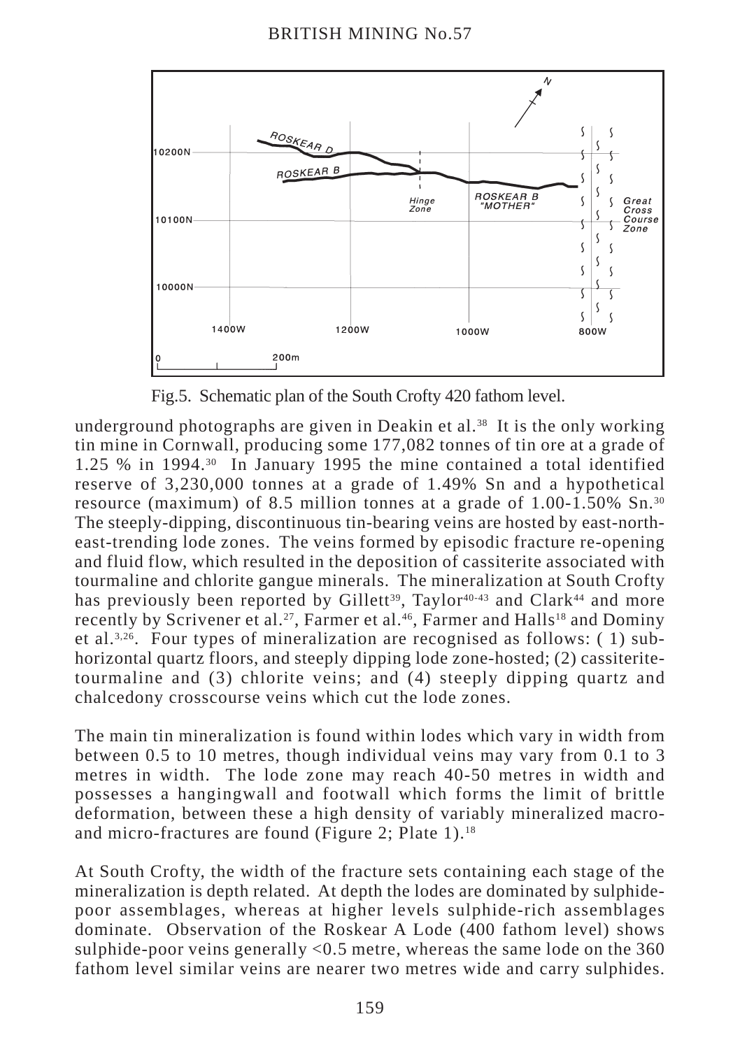Fig.5. Schematic plan of the South Crofty 420 fathom level.

underground photographs are given in Deakin et al.[38] It is the only working tin mine in Cornwall, producing some 177,082 tonnes of tin ore at a grade of 1.25 % in 1994.[30] In January 1995 the mine contained a total identified reserve of 3,230,000 tonnes at a grade of 1.49% Sn and a hypothetical resource (maximum) of 8.5 million tonnes at a grade of 1.00-1.50% Sn.[30] The steeply-dipping, discontinuous tin-bearing veins are hosted by east-north-east-trending lode zones. The veins formed by episodic fracture re-opening and fluid flow, which resulted in the deposition of cassiterite associated with tourmaline and chlorite gangue minerals. The mineralization at South Crofty has previously been reported by Gillett[39], Taylor[40-43] and Clark[44] and more recently by Scrivener et al.[27], Farmer et al.[46], Farmer and Halls[18] and Dominy et al.[3,26]. Four types of mineralization are recognised as follows: ( 1) sub-horizontal quartz floors, and steeply dipping lode zone-hosted; (2) cassiterite-tourmaline and (3) chlorite veins; and (4) steeply dipping quartz and chalcedony crosscourse veins which cut the lode zones.

The main tin mineralization is found within lodes which vary in width from between 0.5 to 10 metres, though individual veins may vary from 0.1 to 3 metres in width. The lode zone may reach 40-50 metres in width and possesses a hangingwall and footwall which forms the limit of brittle deformation, between these a high density of variably mineralized macro- and micro-fractures are found (Figure 2; Plate 1).[18]

At South Crofty, the width of the fracture sets containing each stage of the mineralization is depth related. At depth the lodes are dominated by sulphide-poor assemblages, whereas at higher levels sulphide-rich assemblages dominate. Observation of the Roskear A Lode (400 fathom level) shows sulphide-poor veins generally <0.5 metre, whereas the same lode on the 360 fathom level similar veins are nearer two metres wide and carry sulphides.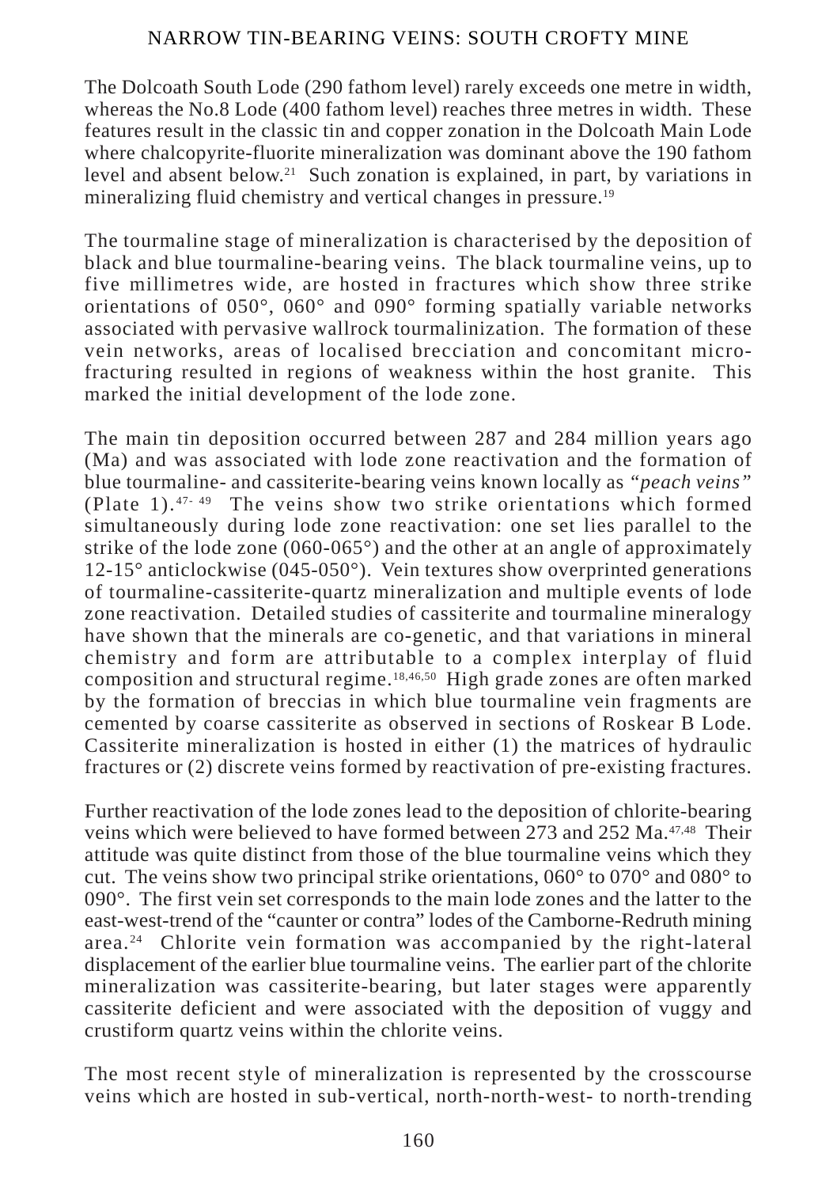The Dolcoath South Lode (290 fathom level) rarely exceeds one metre in width, whereas the No.8 Lode (400 fathom level) reaches three metres in width. These features result in the classic tin and copper zonation in the Dolcoath Main Lode where chalcopyrite-fluorite mineralization was dominant above the 190 fathom level and absent below.[21] Such zonation is explained, in part, by variations in mineralizing fluid chemistry and vertical changes in pressure.[19]

The tourmaline stage of mineralization is characterised by the deposition of black and blue tourmaline-bearing veins. The black tourmaline veins, up to five millimetres wide, are hosted in fractures which show three strike orientations of 050°, 060° and 090° forming spatially variable networks associated with pervasive wallrock tourmalinization. The formation of these vein networks, areas of localised brecciation and concomitant micro-fracturing resulted in regions of weakness within the host granite. This marked the initial development of the lode zone.

The main tin deposition occurred between 287 and 284 million years ago (Ma) and was associated with lode zone reactivation and the formation of blue tourmaline- and cassiterite-bearing veins known locally as *"peach veins"* (Plate 1).[47-49] The veins show two strike orientations which formed simultaneously during lode zone reactivation: one set lies parallel to the strike of the lode zone (060-065°) and the other at an angle of approximately 12-15° anticlockwise (045-050°). Vein textures show overprinted generations of tourmaline-cassiterite-quartz mineralization and multiple events of lode zone reactivation. Detailed studies of cassiterite and tourmaline mineralogy have shown that the minerals are co-genetic, and that variations in mineral chemistry and form are attributable to a complex interplay of fluid composition and structural regime.[18,46,50] High grade zones are often marked by the formation of breccias in which blue tourmaline vein fragments are cemented by coarse cassiterite as observed in sections of Roskear B Lode. Cassiterite mineralization is hosted in either (1) the matrices of hydraulic fractures or (2) discrete veins formed by reactivation of pre-existing fractures.

Further reactivation of the lode zones lead to the deposition of chlorite-bearing veins which were believed to have formed between 273 and 252 Ma.[47,48] Their attitude was quite distinct from those of the blue tourmaline veins which they cut. The veins show two principal strike orientations, 060° to 070° and 080° to 090°. The first vein set corresponds to the main lode zones and the latter to the east-west-trend of the "caunter or contra" lodes of the Camborne-Redruth mining area.[24] Chlorite vein formation was accompanied by the right-lateral displacement of the earlier blue tourmaline veins. The earlier part of the chlorite mineralization was cassiterite-bearing, but later stages were apparently cassiterite deficient and were associated with the deposition of vuggy and crustiform quartz veins within the chlorite veins.

The most recent style of mineralization is represented by the crosscourse veins which are hosted in sub-vertical, north-north-west- to north-trending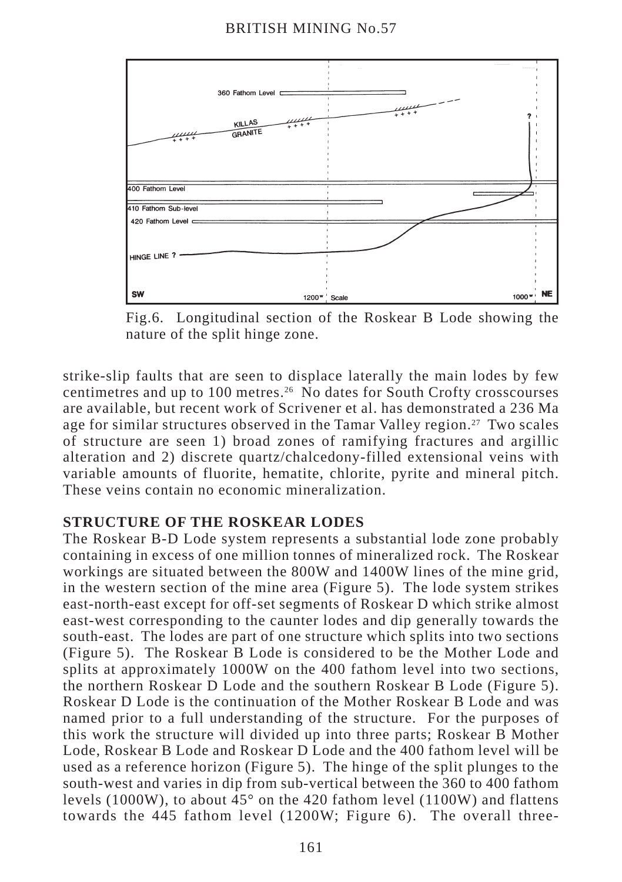Fig.6. Longitudinal section of the Roskear B Lode showing the nature of the split hinge zone.

strike-slip faults that are seen to displace laterally the main lodes by few centimetres and up to 100 metres.[26] No dates for South Crofty crosscourses are available, but recent work of Scrivener et al. has demonstrated a 236 Ma age for similar structures observed in the Tamar Valley region.[27] Two scales of structure are seen 1) broad zones of ramifying fractures and argillic alteration and 2) discrete quartz/chalcedony-filled extensional veins with variable amounts of fluorite, hematite, chlorite, pyrite and mineral pitch. These veins contain no economic mineralization.

## STRUCTURE OF THE ROSKEAR LODES

The Roskear B-D Lode system represents a substantial lode zone probably containing in excess of one million tonnes of mineralized rock. The Roskear workings are situated between the 800W and 1400W lines of the mine grid, in the western section of the mine area (Figure 5). The lode system strikes east-north-east except for off-set segments of Roskear D which strike almost east-west corresponding to the caunter lodes and dip generally towards the south-east. The lodes are part of one structure which splits into two sections (Figure 5). The Roskear B Lode is considered to be the Mother Lode and splits at approximately 1000W on the 400 fathom level into two sections, the northern Roskear D Lode and the southern Roskear B Lode (Figure 5). Roskear D Lode is the continuation of the Mother Roskear B Lode and was named prior to a full understanding of the structure. For the purposes of this work the structure will divided up into three parts; Roskear B Mother Lode, Roskear B Lode and Roskear D Lode and the 400 fathom level will be used as a reference horizon (Figure 5). The hinge of the split plunges to the south-west and varies in dip from sub-vertical between the 360 to 400 fathom levels (1000W), to about 45° on the 420 fathom level (1100W) and flattens towards the 445 fathom level (1200W; Figure 6). The overall three-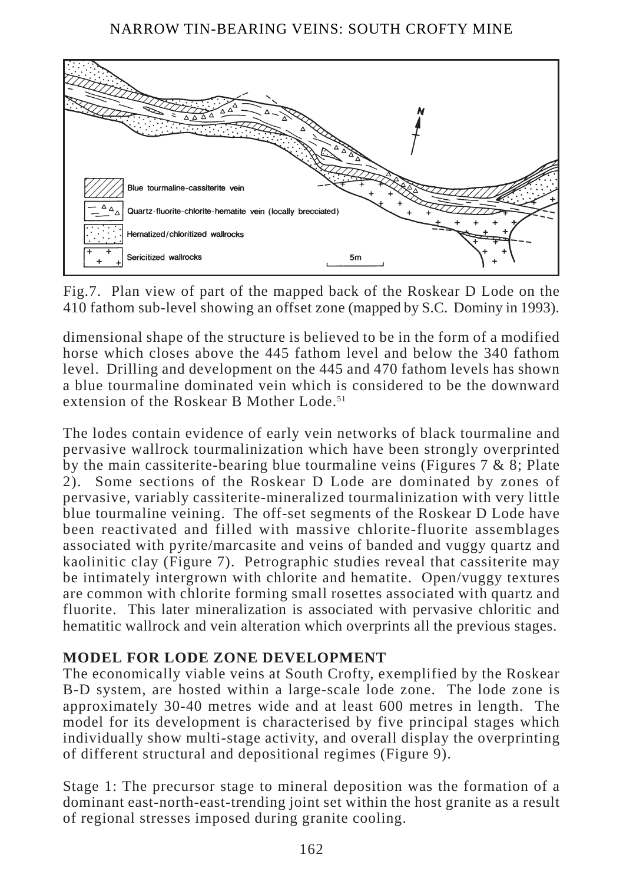Fig.7. Plan view of part of the mapped back of the Roskear D Lode on the 410 fathom sub-level showing an offset zone (mapped by S.C. Dominy in 1993).

dimensional shape of the structure is believed to be in the form of a modified horse which closes above the 445 fathom level and below the 340 fathom level. Drilling and development on the 445 and 470 fathom levels has shown a blue tourmaline dominated vein which is considered to be the downward extension of the Roskear B Mother Lode.[51]

The lodes contain evidence of early vein networks of black tourmaline and pervasive wallrock tourmalinization which have been strongly overprinted by the main cassiterite-bearing blue tourmaline veins (Figures 7 & 8; Plate 2). Some sections of the Roskear D Lode are dominated by zones of pervasive, variably cassiterite-mineralized tourmalinization with very little blue tourmaline veining. The off-set segments of the Roskear D Lode have been reactivated and filled with massive chlorite-fluorite assemblages associated with pyrite/marcasite and veins of banded and vuggy quartz and kaolinitic clay (Figure 7). Petrographic studies reveal that cassiterite may be intimately intergrown with chlorite and hematite. Open/vuggy textures are common with chlorite forming small rosettes associated with quartz and fluorite. This later mineralization is associated with pervasive chloritic and hematitic wallrock and vein alteration which overprints all the previous stages.

## MODEL FOR LODE ZONE DEVELOPMENT

The economically viable veins at South Crofty, exemplified by the Roskear B-D system, are hosted within a large-scale lode zone. The lode zone is approximately 30-40 metres wide and at least 600 metres in length. The model for its development is characterised by five principal stages which individually show multi-stage activity, and overall display the overprinting of different structural and depositional regimes (Figure 9).

Stage 1: The precursor stage to mineral deposition was the formation of a dominant east-north-east-trending joint set within the host granite as a result of regional stresses imposed during granite cooling.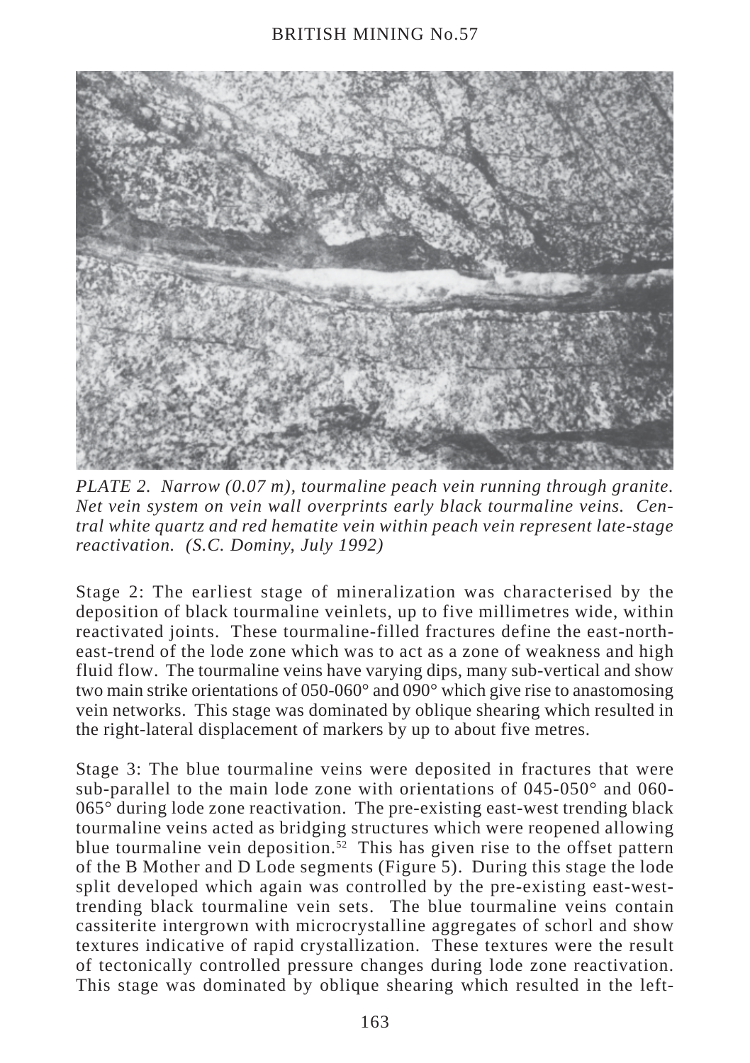*PLATE 2. Narrow (0.07 m), tourmaline peach vein running through granite. Net vein system on vein wall overprints early black tourmaline veins. Central white quartz and red hematite vein within peach vein represent late-stage reactivation. (S.C. Dominy, July 1992)*

Stage 2: The earliest stage of mineralization was characterised by the deposition of black tourmaline veinlets, up to five millimetres wide, within reactivated joints. These tourmaline-filled fractures define the east-north-east-trend of the lode zone which was to act as a zone of weakness and high fluid flow. The tourmaline veins have varying dips, many sub-vertical and show two main strike orientations of 050-060° and 090° which give rise to anastomosing vein networks. This stage was dominated by oblique shearing which resulted in the right-lateral displacement of markers by up to about five metres.

Stage 3: The blue tourmaline veins were deposited in fractures that were sub-parallel to the main lode zone with orientations of 045-050° and 060-065° during lode zone reactivation. The pre-existing east-west trending black tourmaline veins acted as bridging structures which were reopened allowing blue tourmaline vein deposition.[52] This has given rise to the offset pattern of the B Mother and D Lode segments (Figure 5). During this stage the lode split developed which again was controlled by the pre-existing east-west-trending black tourmaline vein sets. The blue tourmaline veins contain cassiterite intergrown with microcrystalline aggregates of schorl and show textures indicative of rapid crystallization. These textures were the result of tectonically controlled pressure changes during lode zone reactivation. This stage was dominated by oblique shearing which resulted in the left-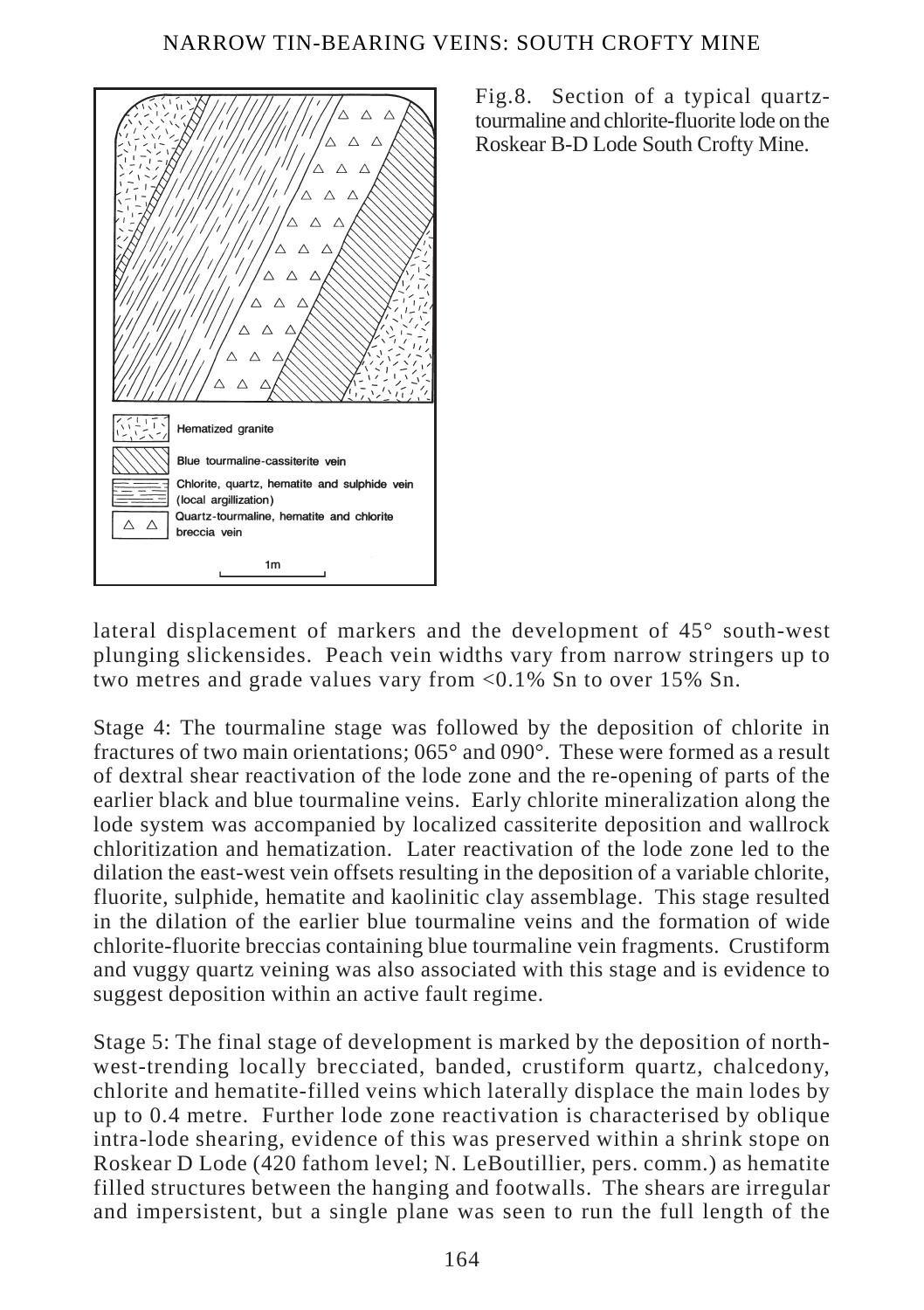Fig.8. Section of a typical quartz-tourmaline and chlorite-fluorite lode on the Roskear B-D Lode South Crofty Mine.

lateral displacement of markers and the development of 45° south-west plunging slickensides. Peach vein widths vary from narrow stringers up to two metres and grade values vary from <0.1% Sn to over 15% Sn.

Stage 4: The tourmaline stage was followed by the deposition of chlorite in fractures of two main orientations; 065° and 090°. These were formed as a result of dextral shear reactivation of the lode zone and the re-opening of parts of the earlier black and blue tourmaline veins. Early chlorite mineralization along the lode system was accompanied by localized cassiterite deposition and wallrock chloritization and hematization. Later reactivation of the lode zone led to the dilation the east-west vein offsets resulting in the deposition of a variable chlorite, fluorite, sulphide, hematite and kaolinitic clay assemblage. This stage resulted in the dilation of the earlier blue tourmaline veins and the formation of wide chlorite-fluorite breccias containing blue tourmaline vein fragments. Crustiform and vuggy quartz veining was also associated with this stage and is evidence to suggest deposition within an active fault regime.

Stage 5: The final stage of development is marked by the deposition of north-west-trending locally brecciated, banded, crustiform quartz, chalcedony, chlorite and hematite-filled veins which laterally displace the main lodes by up to 0.4 metre. Further lode zone reactivation is characterised by oblique intra-lode shearing, evidence of this was preserved within a shrink stope on Roskear D Lode (420 fathom level; N. LeBoutillier, pers. comm.) as hematite filled structures between the hanging and footwalls. The shears are irregular and impersistent, but a single plane was seen to run the full length of the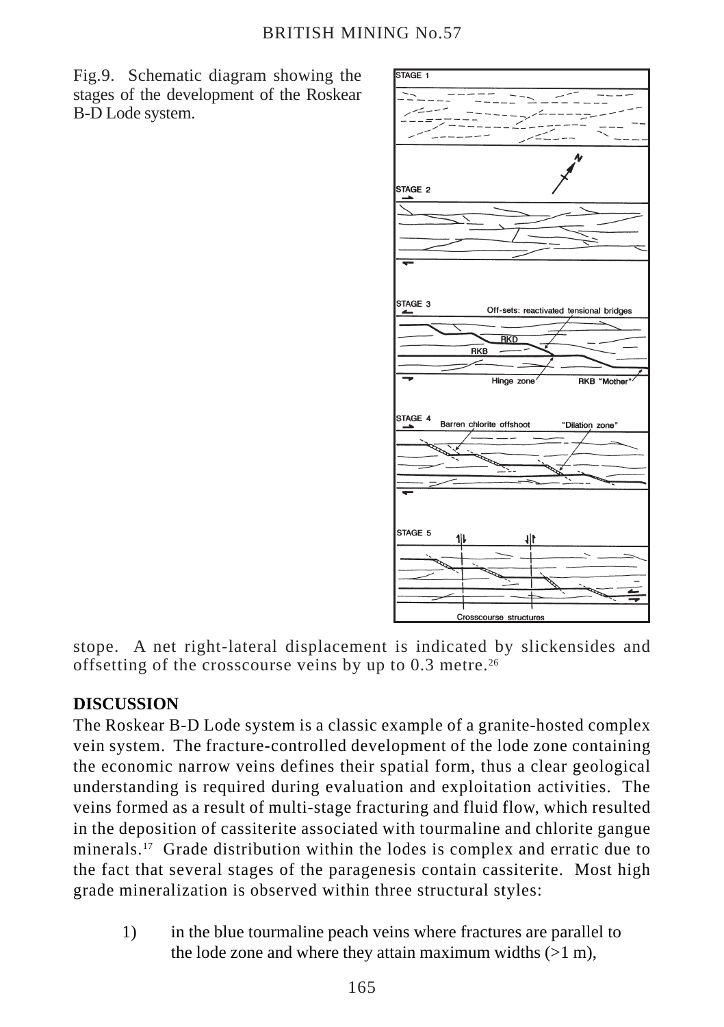Fig.9. Schematic diagram showing the stages of the development of the Roskear B-D Lode system.

stope. A net right-lateral displacement is indicated by slickensides and offsetting of the crosscourse veins by up to 0.3 metre.[26]

## DISCUSSION

The Roskear B-D Lode system is a classic example of a granite-hosted complex vein system. The fracture-controlled development of the lode zone containing the economic narrow veins defines their spatial form, thus a clear geological understanding is required during evaluation and exploitation activities. The veins formed as a result of multi-stage fracturing and fluid flow, which resulted in the deposition of cassiterite associated with tourmaline and chlorite gangue minerals.[17] Grade distribution within the lodes is complex and erratic due to the fact that several stages of the paragenesis contain cassiterite. Most high grade mineralization is observed within three structural styles:

1) in the blue tourmaline peach veins where fractures are parallel to the lode zone and where they attain maximum widths (>1 m),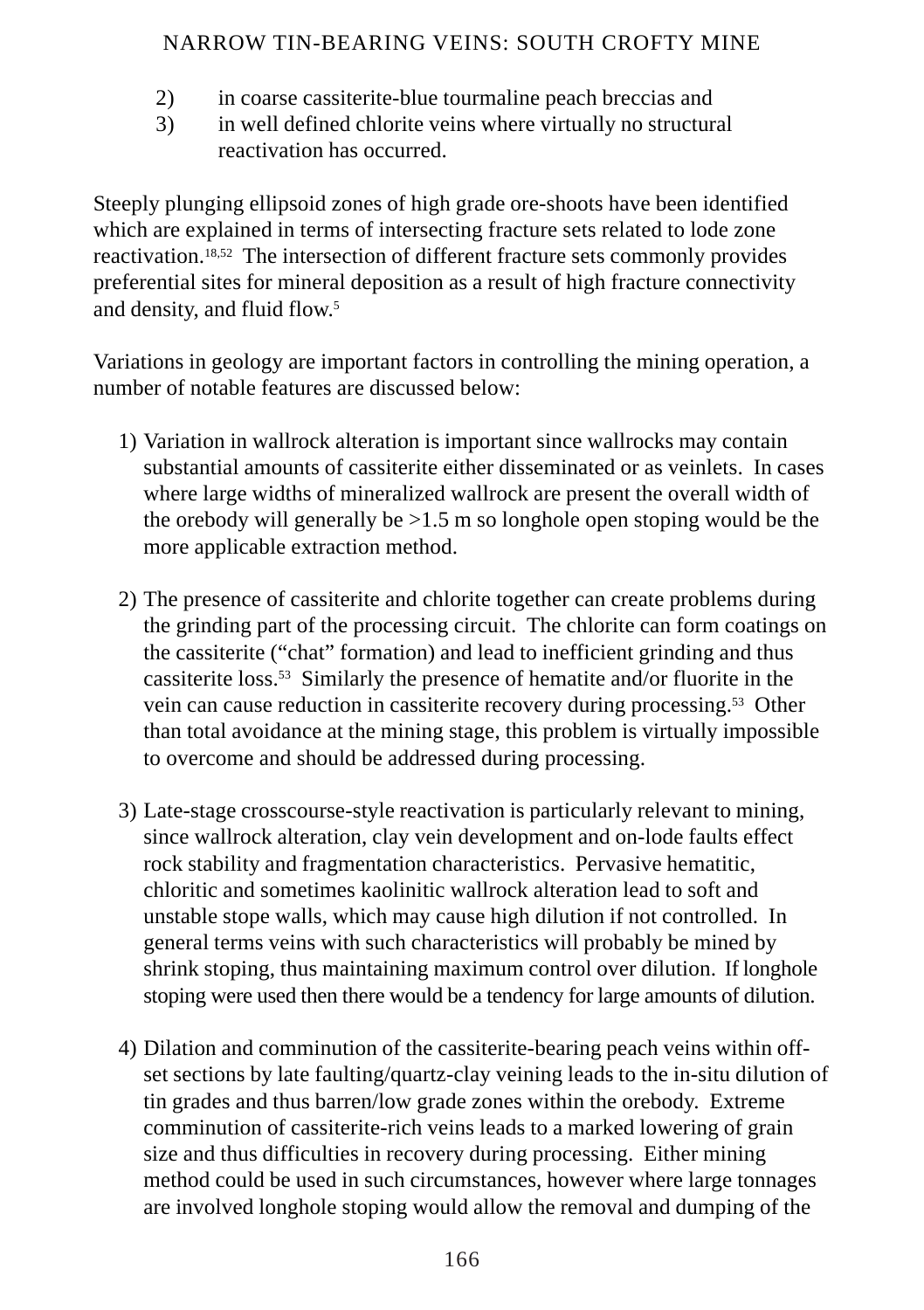2) in coarse cassiterite-blue tourmaline peach breccias and
3) in well defined chlorite veins where virtually no structural reactivation has occurred.

Steeply plunging ellipsoid zones of high grade ore-shoots have been identified which are explained in terms of intersecting fracture sets related to lode zone reactivation.[18,52] The intersection of different fracture sets commonly provides preferential sites for mineral deposition as a result of high fracture connectivity and density, and fluid flow.[5]

Variations in geology are important factors in controlling the mining operation, a number of notable features are discussed below:

1) Variation in wallrock alteration is important since wallrocks may contain substantial amounts of cassiterite either disseminated or as veinlets. In cases where large widths of mineralized wallrock are present the overall width of the orebody will generally be >1.5 m so longhole open stoping would be the more applicable extraction method.

2) The presence of cassiterite and chlorite together can create problems during the grinding part of the processing circuit. The chlorite can form coatings on the cassiterite ("chat" formation) and lead to inefficient grinding and thus cassiterite loss.[53] Similarly the presence of hematite and/or fluorite in the vein can cause reduction in cassiterite recovery during processing.[53] Other than total avoidance at the mining stage, this problem is virtually impossible to overcome and should be addressed during processing.

3) Late-stage crosscourse-style reactivation is particularly relevant to mining, since wallrock alteration, clay vein development and on-lode faults effect rock stability and fragmentation characteristics. Pervasive hematitic, chloritic and sometimes kaolinitic wallrock alteration lead to soft and unstable stope walls, which may cause high dilution if not controlled. In general terms veins with such characteristics will probably be mined by shrink stoping, thus maintaining maximum control over dilution. If longhole stoping were used then there would be a tendency for large amounts of dilution.

4) Dilation and comminution of the cassiterite-bearing peach veins within off-set sections by late faulting/quartz-clay veining leads to the in-situ dilution of tin grades and thus barren/low grade zones within the orebody. Extreme comminution of cassiterite-rich veins leads to a marked lowering of grain size and thus difficulties in recovery during processing. Either mining method could be used in such circumstances, however where large tonnages are involved longhole stoping would allow the removal and dumping of the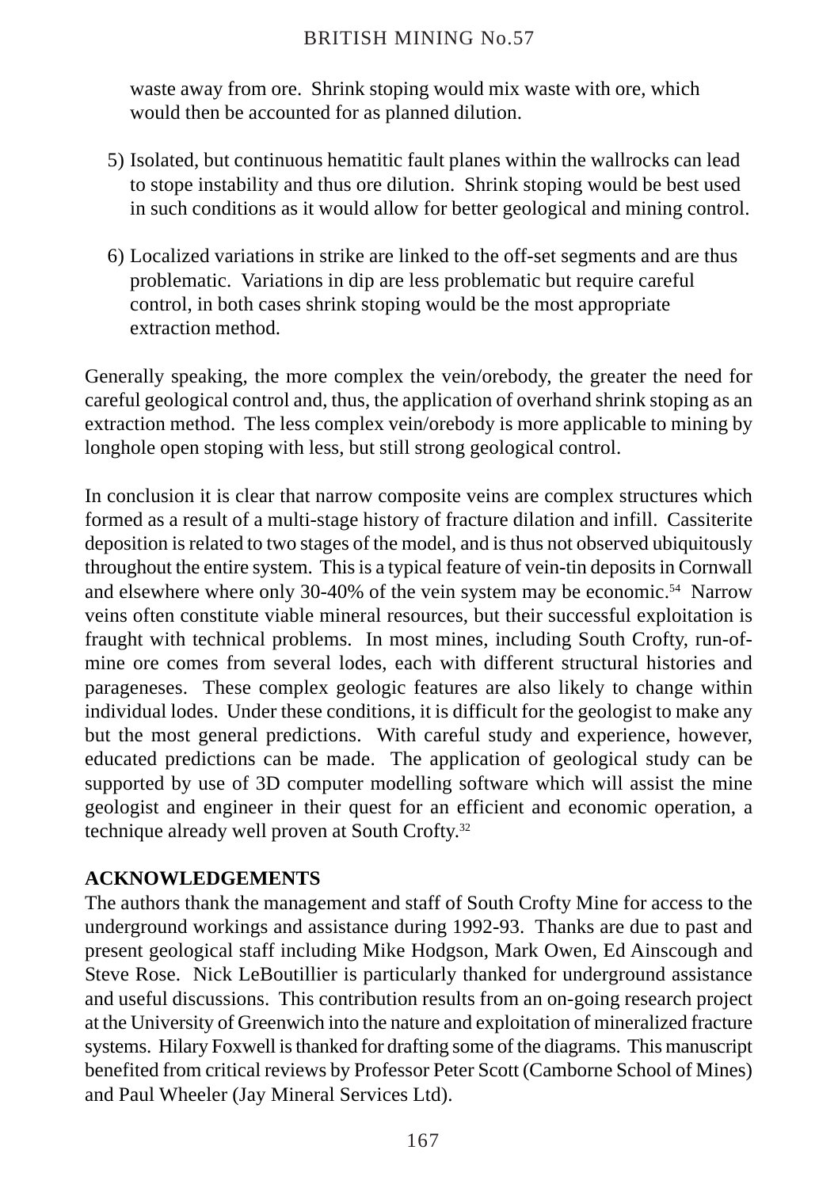waste away from ore. Shrink stoping would mix waste with ore, which would then be accounted for as planned dilution.

5) Isolated, but continuous hematitic fault planes within the wallrocks can lead to stope instability and thus ore dilution. Shrink stoping would be best used in such conditions as it would allow for better geological and mining control.

6) Localized variations in strike are linked to the off-set segments and are thus problematic. Variations in dip are less problematic but require careful control, in both cases shrink stoping would be the most appropriate extraction method.

Generally speaking, the more complex the vein/orebody, the greater the need for careful geological control and, thus, the application of overhand shrink stoping as an extraction method. The less complex vein/orebody is more applicable to mining by longhole open stoping with less, but still strong geological control.

In conclusion it is clear that narrow composite veins are complex structures which formed as a result of a multi-stage history of fracture dilation and infill. Cassiterite deposition is related to two stages of the model, and is thus not observed ubiquitously throughout the entire system. This is a typical feature of vein-tin deposits in Cornwall and elsewhere where only 30-40% of the vein system may be economic.[54] Narrow veins often constitute viable mineral resources, but their successful exploitation is fraught with technical problems. In most mines, including South Crofty, run-of-mine ore comes from several lodes, each with different structural histories and parageneses. These complex geologic features are also likely to change within individual lodes. Under these conditions, it is difficult for the geologist to make any but the most general predictions. With careful study and experience, however, educated predictions can be made. The application of geological study can be supported by use of 3D computer modelling software which will assist the mine geologist and engineer in their quest for an efficient and economic operation, a technique already well proven at South Crofty.[32]

## ACKNOWLEDGEMENTS

The authors thank the management and staff of South Crofty Mine for access to the underground workings and assistance during 1992-93. Thanks are due to past and present geological staff including Mike Hodgson, Mark Owen, Ed Ainscough and Steve Rose. Nick LeBoutillier is particularly thanked for underground assistance and useful discussions. This contribution results from an on-going research project at the University of Greenwich into the nature and exploitation of mineralized fracture systems. Hilary Foxwell is thanked for drafting some of the diagrams. This manuscript benefited from critical reviews by Professor Peter Scott (Camborne School of Mines) and Paul Wheeler (Jay Mineral Services Ltd).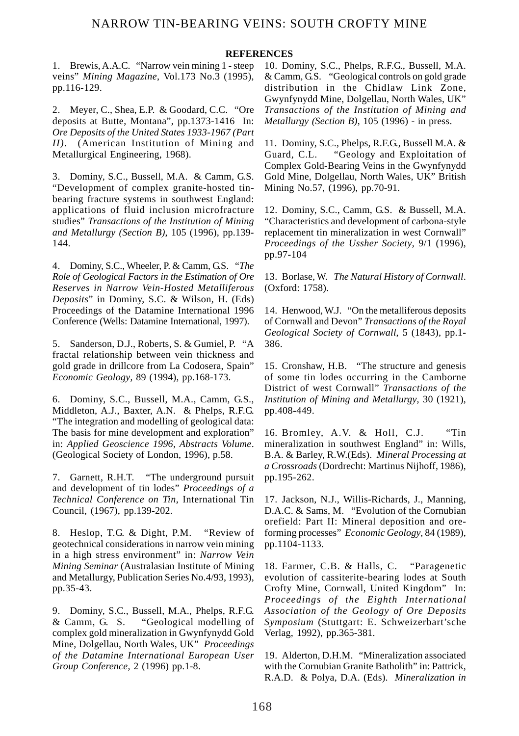## REFERENCES

1. Brewis, A.A.C. "Narrow vein mining 1 - steep veins" *Mining Magazine*, Vol.173 No.3 (1995), pp.116-129.

2. Meyer, C., Shea, E.P. & Goodard, C.C. "Ore deposits at Butte, Montana", pp.1373-1416 In: *Ore Deposits of the United States 1933-1967 (Part II)*. (American Institution of Mining and Metallurgical Engineering, 1968).

3. Dominy, S.C., Bussell, M.A. & Camm, G.S. "Development of complex granite-hosted tin-bearing fracture systems in southwest England: applications of fluid inclusion microfracture studies" *Transactions of the Institution of Mining and Metallurgy (Section B)*, 105 (1996), pp.139-144.

4. Dominy, S.C., Wheeler, P. & Camm, G.S. "*The Role of Geological Factors in the Estimation of Ore Reserves in Narrow Vein-Hosted Metalliferous Deposits*" in Dominy, S.C. & Wilson, H. (Eds) Proceedings of the Datamine International 1996 Conference (Wells: Datamine International, 1997).

5. Sanderson, D.J., Roberts, S. & Gumiel, P. "A fractal relationship between vein thickness and gold grade in drillcore from La Codosera, Spain" *Economic Geology*, 89 (1994), pp.168-173.

6. Dominy, S.C., Bussell, M.A., Camm, G.S., Middleton, A.J., Baxter, A.N. & Phelps, R.F.G. "The integration and modelling of geological data: The basis for mine development and exploration" in: *Applied Geoscience 1996, Abstracts Volume*. (Geological Society of London, 1996), p.58.

7. Garnett, R.H.T. "The underground pursuit and development of tin lodes" *Proceedings of a Technical Conference on Tin*, International Tin Council, (1967), pp.139-202.

8. Heslop, T.G. & Dight, P.M. "Review of geotechnical considerations in narrow vein mining in a high stress environment" in: *Narrow Vein Mining Seminar* (Australasian Institute of Mining and Metallurgy, Publication Series No.4/93, 1993), pp.35-43.

9. Dominy, S.C., Bussell, M.A., Phelps, R.F.G. & Camm, G. S. "Geological modelling of complex gold mineralization in Gwynfynydd Gold Mine, Dolgellau, North Wales, UK" *Proceedings of the Datamine International European User Group Conference*, 2 (1996) pp.1-8.

10. Dominy, S.C., Phelps, R.F.G., Bussell, M.A. & Camm, G.S. "Geological controls on gold grade distribution in the Chidlaw Link Zone, Gwynfynydd Mine, Dolgellau, North Wales, UK" *Transactions of the Institution of Mining and Metallurgy (Section B)*, 105 (1996) - in press.

11. Dominy, S.C., Phelps, R.F.G., Bussell M.A. & Guard, C.L. "Geology and Exploitation of Complex Gold-Bearing Veins in the Gwynfynydd Gold Mine, Dolgellau, North Wales, UK" British Mining No.57, (1996), pp.70-91.

12. Dominy, S.C., Camm, G.S. & Bussell, M.A. "Characteristics and development of carbona-style replacement tin mineralization in west Cornwall" *Proceedings of the Ussher Society*, 9/1 (1996), pp.97-104

13. Borlase, W. *The Natural History of Cornwall*. (Oxford: 1758).

14. Henwood, W.J. "On the metalliferous deposits of Cornwall and Devon" *Transactions of the Royal Geological Society of Cornwall*, 5 (1843), pp.1-386.

15. Cronshaw, H.B. "The structure and genesis of some tin lodes occurring in the Camborne District of west Cornwall" *Transactions of the Institution of Mining and Metallurgy*, 30 (1921), pp.408-449.

16. Bromley, A.V. & Holl, C.J. "Tin mineralization in southwest England" in: Wills, B.A. & Barley, R.W.(Eds). *Mineral Processing at a Crossroads* (Dordrecht: Martinus Nijhoff, 1986), pp.195-262.

17. Jackson, N.J., Willis-Richards, J., Manning, D.A.C. & Sams, M. "Evolution of the Cornubian orefield: Part II: Mineral deposition and ore-forming processes" *Economic Geology*, 84 (1989), pp.1104-1133.

18. Farmer, C.B. & Halls, C. "Paragenetic evolution of cassiterite-bearing lodes at South Crofty Mine, Cornwall, United Kingdom" In: *Proceedings of the Eighth International Association of the Geology of Ore Deposits Symposium* (Stuttgart: E. Schweizerbart'sche Verlag, 1992), pp.365-381.

19. Alderton, D.H.M. "Mineralization associated with the Cornubian Granite Batholith" in: Pattrick, R.A.D. & Polya, D.A. (Eds). *Mineralization in*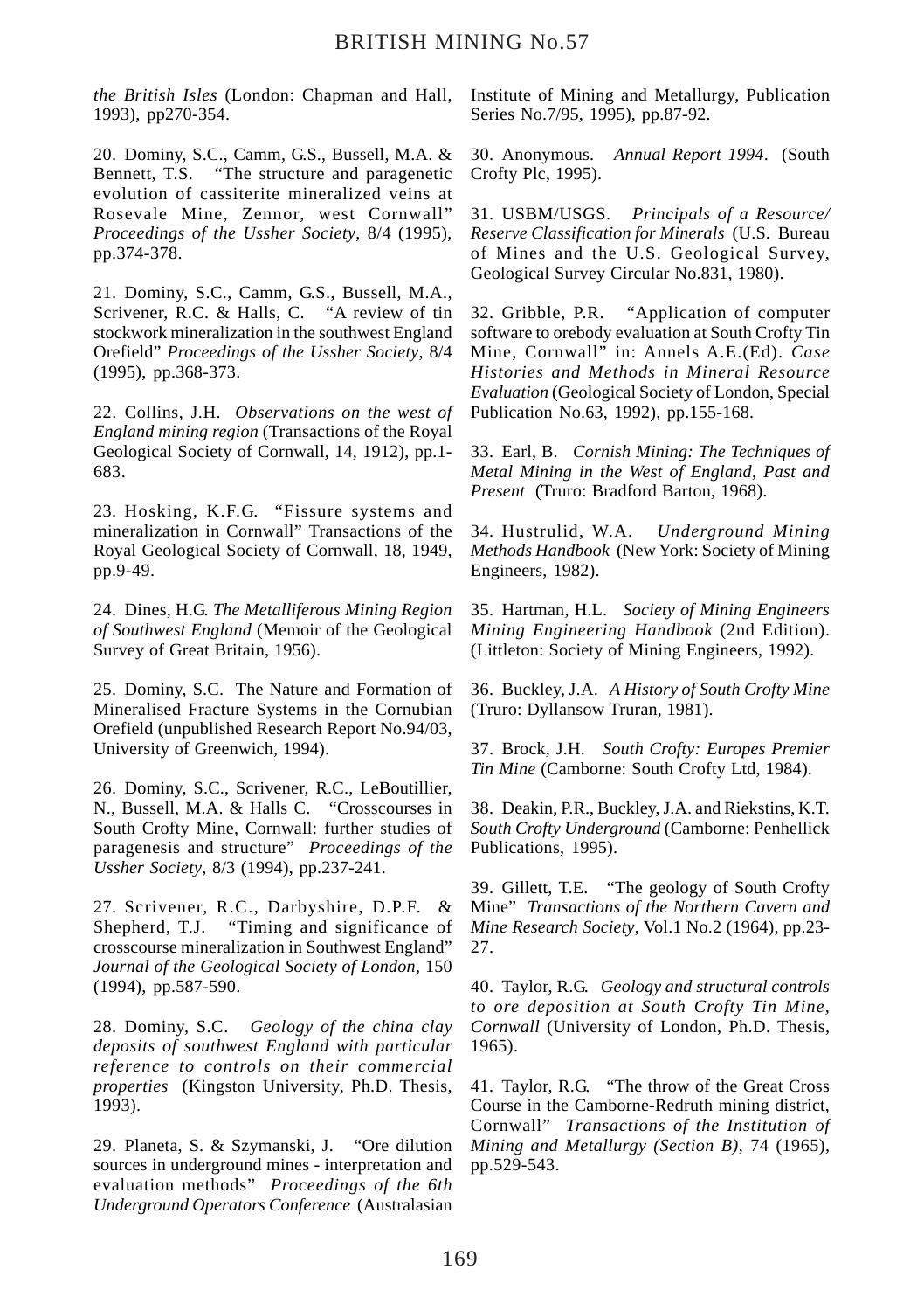*the British Isles* (London: Chapman and Hall, 1993), pp270-354.

20. Dominy, S.C., Camm, G.S., Bussell, M.A. & Bennett, T.S. "The structure and paragenetic evolution of cassiterite mineralized veins at Rosevale Mine, Zennor, west Cornwall" *Proceedings of the Ussher Society*, 8/4 (1995), pp.374-378.

21. Dominy, S.C., Camm, G.S., Bussell, M.A., Scrivener, R.C. & Halls, C. "A review of tin stockwork mineralization in the southwest England Orefield" *Proceedings of the Ussher Society*, 8/4 (1995), pp.368-373.

22. Collins, J.H. *Observations on the west of England mining region* (Transactions of the Royal Geological Society of Cornwall, 14, 1912), pp.1-683.

23. Hosking, K.F.G. "Fissure systems and mineralization in Cornwall" Transactions of the Royal Geological Society of Cornwall, 18, 1949, pp.9-49.

24. Dines, H.G. *The Metalliferous Mining Region of Southwest England* (Memoir of the Geological Survey of Great Britain, 1956).

25. Dominy, S.C. The Nature and Formation of Mineralised Fracture Systems in the Cornubian Orefield (unpublished Research Report No.94/03, University of Greenwich, 1994).

26. Dominy, S.C., Scrivener, R.C., LeBoutillier, N., Bussell, M.A. & Halls C. "Crosscourses in South Crofty Mine, Cornwall: further studies of paragenesis and structure" *Proceedings of the Ussher Society*, 8/3 (1994), pp.237-241.

27. Scrivener, R.C., Darbyshire, D.P.F. & Shepherd, T.J. "Timing and significance of crosscourse mineralization in Southwest England" *Journal of the Geological Society of London*, 150 (1994), pp.587-590.

28. Dominy, S.C. *Geology of the china clay deposits of southwest England with particular reference to controls on their commercial properties* (Kingston University, Ph.D. Thesis, 1993).

29. Planeta, S. & Szymanski, J. "Ore dilution sources in underground mines - interpretation and evaluation methods" *Proceedings of the 6th Underground Operators Conference* (Australasian Institute of Mining and Metallurgy, Publication Series No.7/95, 1995), pp.87-92.

30. Anonymous. *Annual Report 1994*. (South Crofty Plc, 1995).

31. USBM/USGS. *Principals of a Resource/Reserve Classification for Minerals* (U.S. Bureau of Mines and the U.S. Geological Survey, Geological Survey Circular No.831, 1980).

32. Gribble, P.R. "Application of computer software to orebody evaluation at South Crofty Tin Mine, Cornwall" in: Annels A.E.(Ed). *Case Histories and Methods in Mineral Resource Evaluation* (Geological Society of London, Special Publication No.63, 1992), pp.155-168.

33. Earl, B. *Cornish Mining: The Techniques of Metal Mining in the West of England, Past and Present* (Truro: Bradford Barton, 1968).

34. Hustrulid, W.A. *Underground Mining Methods Handbook* (New York: Society of Mining Engineers, 1982).

35. Hartman, H.L. *Society of Mining Engineers Mining Engineering Handbook* (2nd Edition). (Littleton: Society of Mining Engineers, 1992).

36. Buckley, J.A. *A History of South Crofty Mine* (Truro: Dyllansow Truran, 1981).

37. Brock, J.H. *South Crofty: Europes Premier Tin Mine* (Camborne: South Crofty Ltd, 1984).

38. Deakin, P.R., Buckley, J.A. and Riekstins, K.T. *South Crofty Underground* (Camborne: Penhellick Publications, 1995).

39. Gillett, T.E. "The geology of South Crofty Mine" *Transactions of the Northern Cavern and Mine Research Society*, Vol.1 No.2 (1964), pp.23-27.

40. Taylor, R.G. *Geology and structural controls to ore deposition at South Crofty Tin Mine, Cornwall* (University of London, Ph.D. Thesis, 1965).

41. Taylor, R.G. "The throw of the Great Cross Course in the Camborne-Redruth mining district, Cornwall" *Transactions of the Institution of Mining and Metallurgy (Section B)*, 74 (1965), pp.529-543.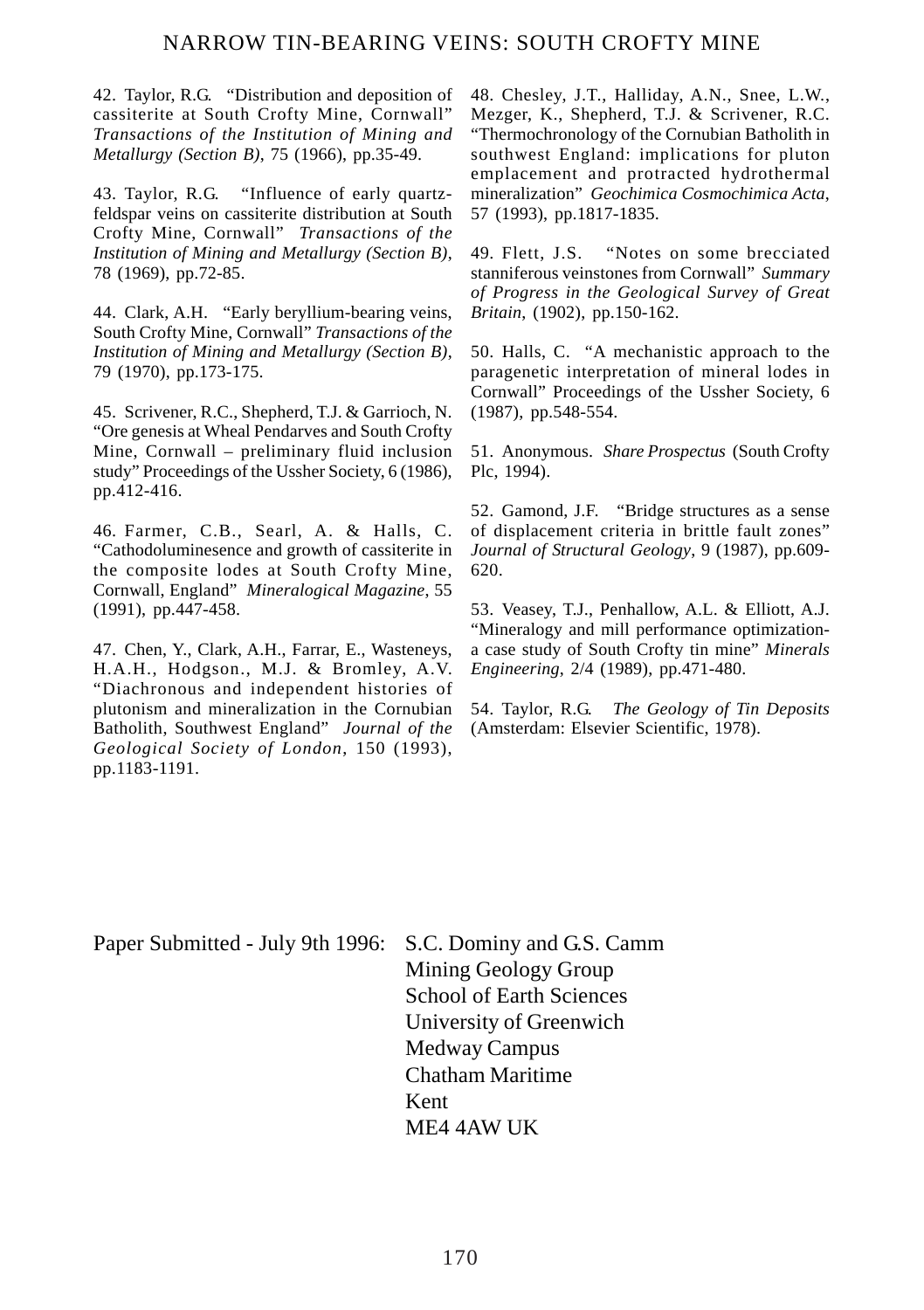42. Taylor, R.G. "Distribution and deposition of cassiterite at South Crofty Mine, Cornwall" *Transactions of the Institution of Mining and Metallurgy (Section B)*, 75 (1966), pp.35-49.

43. Taylor, R.G. "Influence of early quartz-feldspar veins on cassiterite distribution at South Crofty Mine, Cornwall" *Transactions of the Institution of Mining and Metallurgy (Section B)*, 78 (1969), pp.72-85.

44. Clark, A.H. "Early beryllium-bearing veins, South Crofty Mine, Cornwall" *Transactions of the Institution of Mining and Metallurgy (Section B)*, 79 (1970), pp.173-175.

45. Scrivener, R.C., Shepherd, T.J. & Garrioch, N. "Ore genesis at Wheal Pendarves and South Crofty Mine, Cornwall – preliminary fluid inclusion study" Proceedings of the Ussher Society, 6 (1986), pp.412-416.

46. Farmer, C.B., Searl, A. & Halls, C. "Cathodoluminesence and growth of cassiterite in the composite lodes at South Crofty Mine, Cornwall, England" *Mineralogical Magazine*, 55 (1991), pp.447-458.

47. Chen, Y., Clark, A.H., Farrar, E., Wasteneys, H.A.H., Hodgson., M.J. & Bromley, A.V. "Diachronous and independent histories of plutonism and mineralization in the Cornubian Batholith, Southwest England" *Journal of the Geological Society of London*, 150 (1993), pp.1183-1191.

48. Chesley, J.T., Halliday, A.N., Snee, L.W., Mezger, K., Shepherd, T.J. & Scrivener, R.C. "Thermochronology of the Cornubian Batholith in southwest England: implications for pluton emplacement and protracted hydrothermal mineralization" *Geochimica Cosmochimica Acta*, 57 (1993), pp.1817-1835.

49. Flett, J.S. "Notes on some brecciated stanniferous veinstones from Cornwall" *Summary of Progress in the Geological Survey of Great Britain*, (1902), pp.150-162.

50. Halls, C. "A mechanistic approach to the paragenetic interpretation of mineral lodes in Cornwall" Proceedings of the Ussher Society, 6 (1987), pp.548-554.

51. Anonymous. *Share Prospectus* (South Crofty Plc, 1994).

52. Gamond, J.F. "Bridge structures as a sense of displacement criteria in brittle fault zones" *Journal of Structural Geology*, 9 (1987), pp.609-620.

53. Veasey, T.J., Penhallow, A.L. & Elliott, A.J. "Mineralogy and mill performance optimization-a case study of South Crofty tin mine" *Minerals Engineering*, 2/4 (1989), pp.471-480.

54. Taylor, R.G. *The Geology of Tin Deposits* (Amsterdam: Elsevier Scientific, 1978).

Paper Submitted - July 9th 1996: S.C. Dominy and G.S. Camm
Mining Geology Group
School of Earth Sciences
University of Greenwich
Medway Campus
Chatham Maritime
Kent
ME4 4AW UK